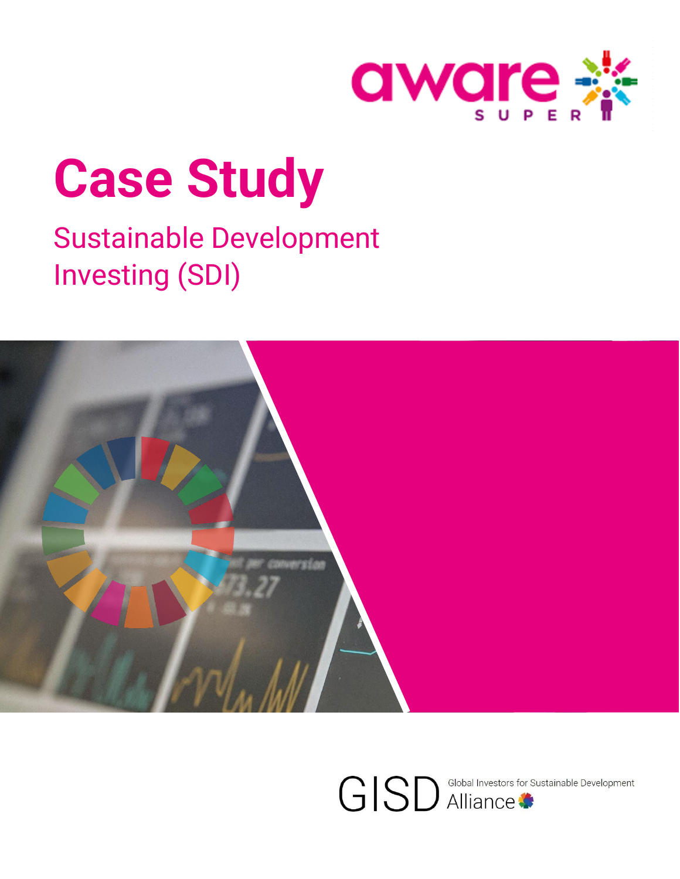aware SUPER

# Case Study

## Sustainable Development Investing (SDI)

GISD Global Investors for Sustainable Development Alliance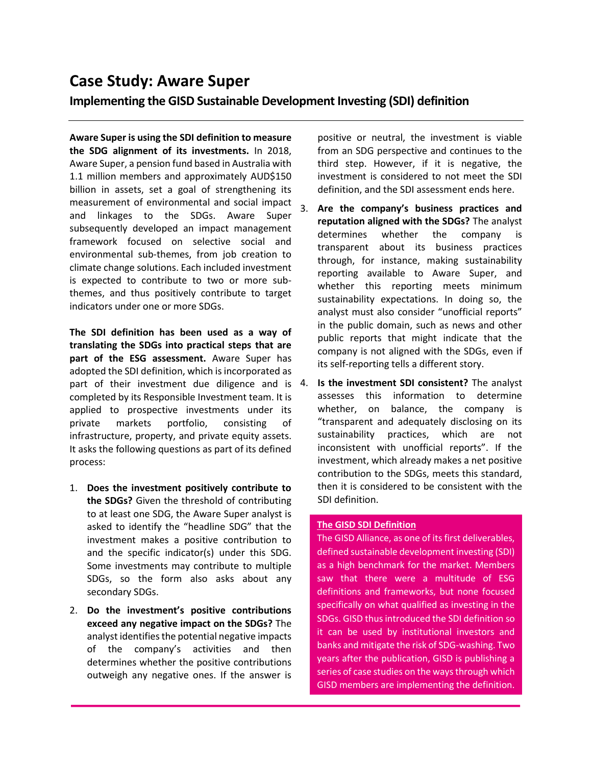# Case Study: Aware Super

## Implementing the GISD Sustainable Development Investing (SDI) definition

**Aware Super is using the SDI definition to measure the SDG alignment of its investments.** In 2018, Aware Super, a pension fund based in Australia with 1.1 million members and approximately AUD$150 billion in assets, set a goal of strengthening its measurement of environmental and social impact and linkages to the SDGs. Aware Super subsequently developed an impact management framework focused on selective social and environmental sub-themes, from job creation to climate change solutions. Each included investment is expected to contribute to two or more sub-themes, and thus positively contribute to target indicators under one or more SDGs.

**The SDI definition has been used as a way of translating the SDGs into practical steps that are part of the ESG assessment.** Aware Super has adopted the SDI definition, which is incorporated as part of their investment due diligence and is completed by its Responsible Investment team. It is applied to prospective investments under its private markets portfolio, consisting of infrastructure, property, and private equity assets. It asks the following questions as part of its defined process:

1. **Does the investment positively contribute to the SDGs?** Given the threshold of contributing to at least one SDG, the Aware Super analyst is asked to identify the "headline SDG" that the investment makes a positive contribution to and the specific indicator(s) under this SDG. Some investments may contribute to multiple SDGs, so the form also asks about any secondary SDGs.
2. **Do the investment's positive contributions exceed any negative impact on the SDGs?** The analyst identifies the potential negative impacts of the company's activities and then determines whether the positive contributions outweigh any negative ones. If the answer is positive or neutral, the investment is viable from an SDG perspective and continues to the third step. However, if it is negative, the investment is considered to not meet the SDI definition, and the SDI assessment ends here.
3. **Are the company's business practices and reputation aligned with the SDGs?** The analyst determines whether the company is transparent about its business practices through, for instance, making sustainability reporting available to Aware Super, and whether this reporting meets minimum sustainability expectations. In doing so, the analyst must also consider "unofficial reports" in the public domain, such as news and other public reports that might indicate that the company is not aligned with the SDGs, even if its self-reporting tells a different story.
4. **Is the investment SDI consistent?** The analyst assesses this information to determine whether, on balance, the company is "transparent and adequately disclosing on its sustainability practices, which are not inconsistent with unofficial reports". If the investment, which already makes a net positive contribution to the SDGs, meets this standard, then it is considered to be consistent with the SDI definition.

**The GISD SDI Definition**

The GISD Alliance, as one of its first deliverables, defined sustainable development investing (SDI) as a high benchmark for the market. Members saw that there were a multitude of ESG definitions and frameworks, but none focused specifically on what qualified as investing in the SDGs. GISD thus introduced the SDI definition so it can be used by institutional investors and banks and mitigate the risk of SDG-washing. Two years after the publication, GISD is publishing a series of case studies on the ways through which GISD members are implementing the definition.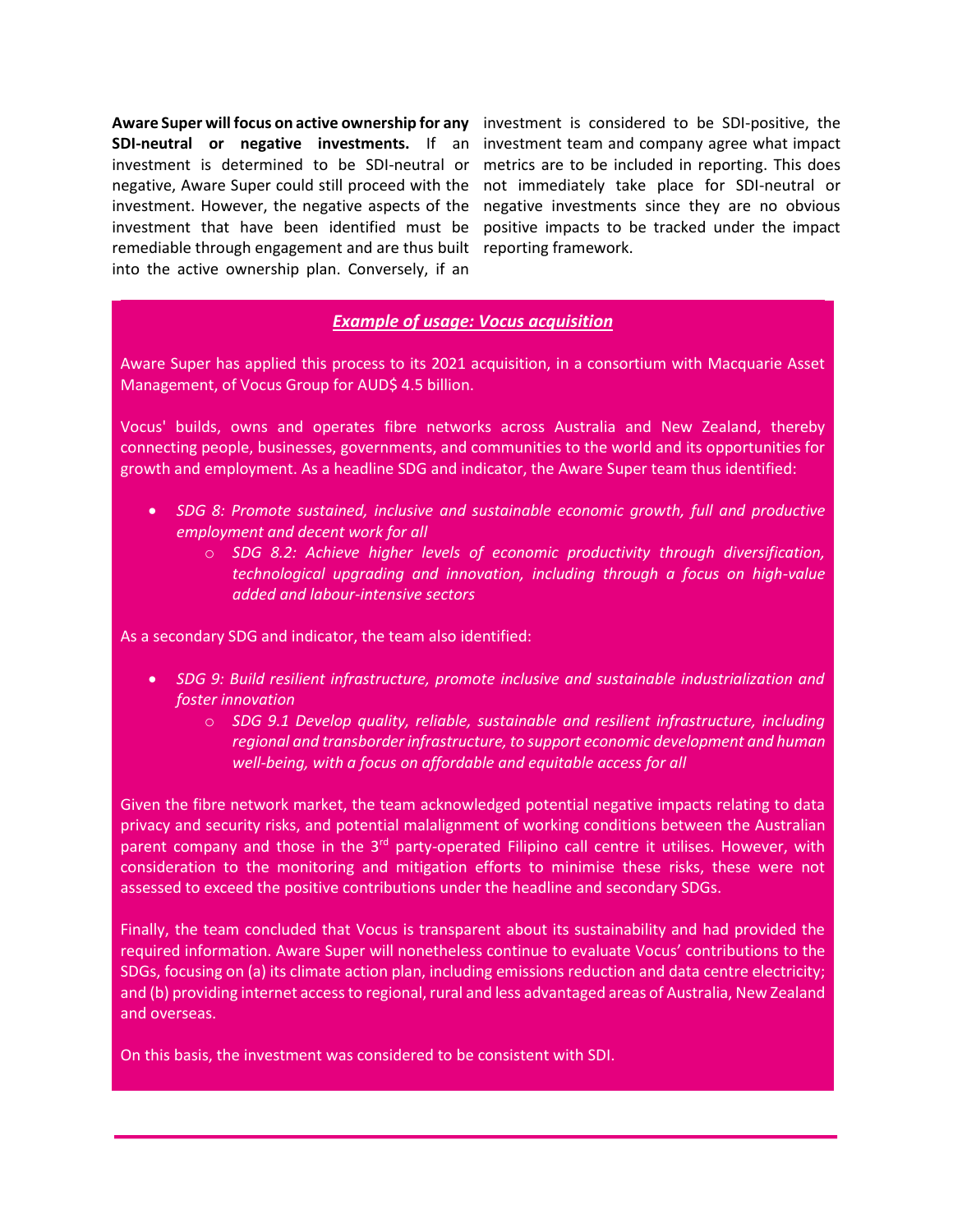**Aware Super will focus on active ownership for any SDI-neutral or negative investments.** If an investment is determined to be SDI-neutral or negative, Aware Super could still proceed with the investment. However, the negative aspects of the investment that have been identified must be remediable through engagement and are thus built into the active ownership plan. Conversely, if an investment is considered to be SDI-positive, the investment team and company agree what impact metrics are to be included in reporting. This does not immediately take place for SDI-neutral or negative investments since they are no obvious positive impacts to be tracked under the impact reporting framework.

### ***Example of usage: Vocus acquisition***

Aware Super has applied this process to its 2021 acquisition, in a consortium with Macquarie Asset Management, of Vocus Group for AUD$ 4.5 billion.

Vocus' builds, owns and operates fibre networks across Australia and New Zealand, thereby connecting people, businesses, governments, and communities to the world and its opportunities for growth and employment. As a headline SDG and indicator, the Aware Super team thus identified:

- *SDG 8: Promote sustained, inclusive and sustainable economic growth, full and productive employment and decent work for all*
  - *SDG 8.2: Achieve higher levels of economic productivity through diversification, technological upgrading and innovation, including through a focus on high-value added and labour-intensive sectors*

As a secondary SDG and indicator, the team also identified:

- *SDG 9: Build resilient infrastructure, promote inclusive and sustainable industrialization and foster innovation*
  - *SDG 9.1 Develop quality, reliable, sustainable and resilient infrastructure, including regional and transborder infrastructure, to support economic development and human well-being, with a focus on affordable and equitable access for all*

Given the fibre network market, the team acknowledged potential negative impacts relating to data privacy and security risks, and potential malalignment of working conditions between the Australian parent company and those in the 3rd party-operated Filipino call centre it utilises. However, with consideration to the monitoring and mitigation efforts to minimise these risks, these were not assessed to exceed the positive contributions under the headline and secondary SDGs.

Finally, the team concluded that Vocus is transparent about its sustainability and had provided the required information. Aware Super will nonetheless continue to evaluate Vocus' contributions to the SDGs, focusing on (a) its climate action plan, including emissions reduction and data centre electricity; and (b) providing internet access to regional, rural and less advantaged areas of Australia, New Zealand and overseas.

On this basis, the investment was considered to be consistent with SDI.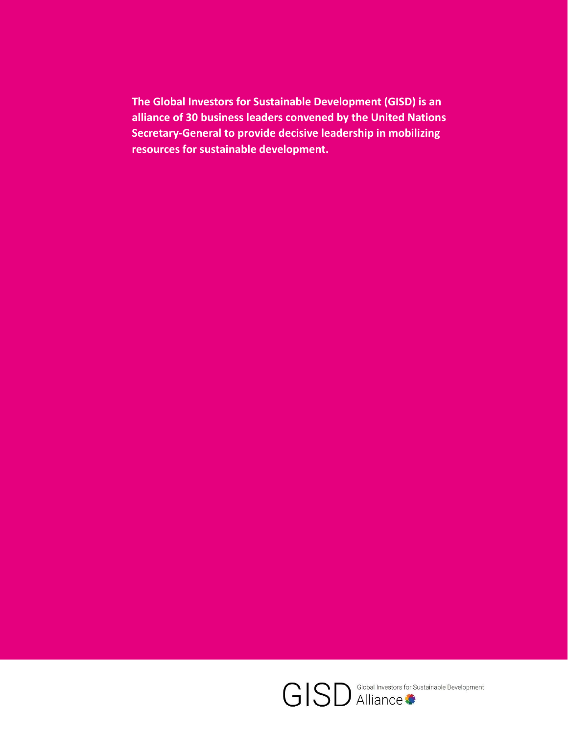**The Global Investors for Sustainable Development (GISD) is an alliance of 30 business leaders convened by the United Nations Secretary-General to provide decisive leadership in mobilizing resources for sustainable development.**

GISD Global Investors for Sustainable Development Alliance